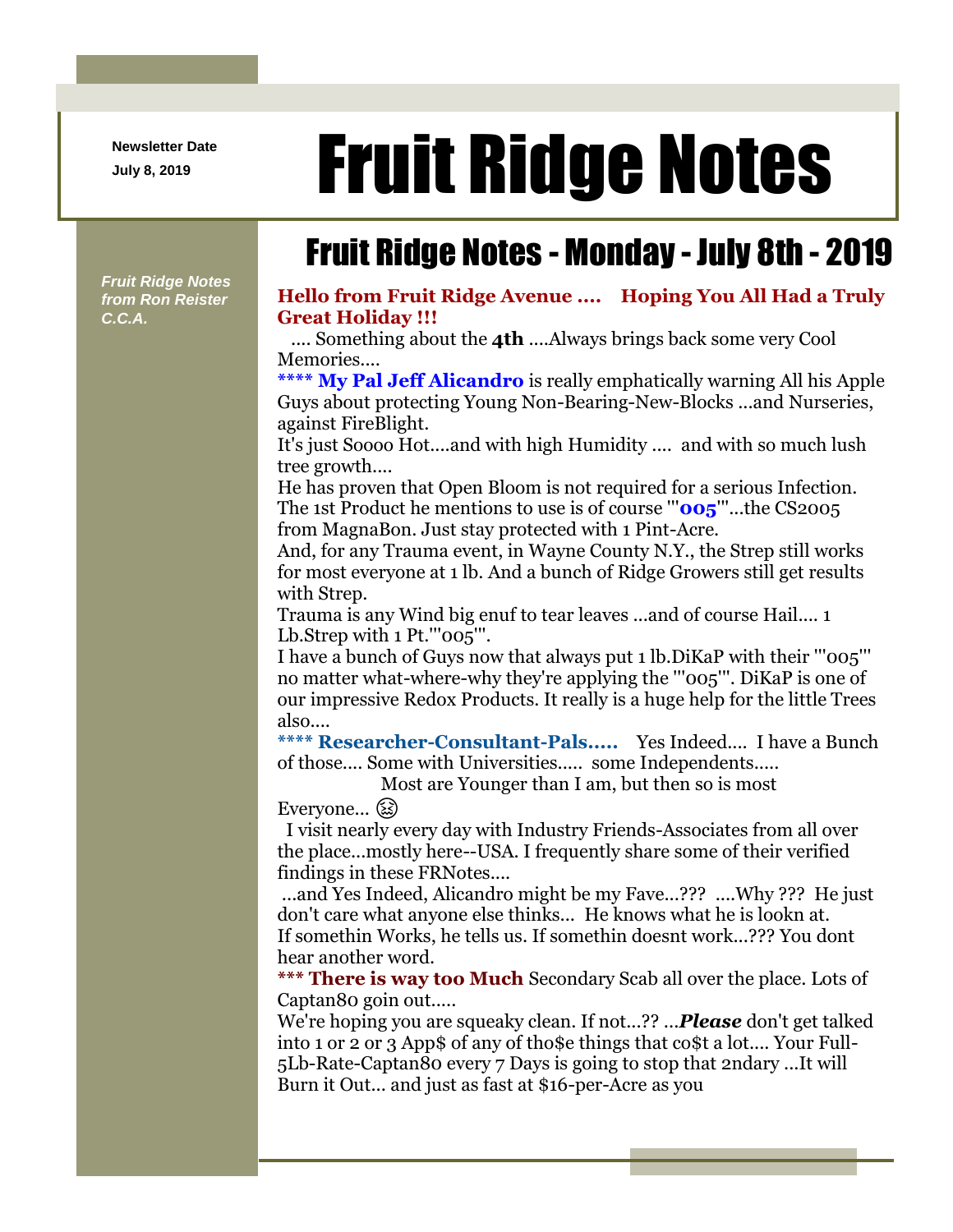Newsletter Date

July 8, 2019

# Fruit Ridge Notes

*Fruit Ridge Notes from Ron Reister C.C.A.*

## Fruit Ridge Notes - Monday - July 8th - 2019

**Hello from Fruit Ridge Avenue .... Hoping You All Had a Truly Great Holiday !!!**

.... Something about the **4th** ....Always brings back some very Cool Memories....

**\*\*\*\* My Pal Jeff Alicandro** is really emphatically warning All his Apple Guys about protecting Young Non-Bearing-New-Blocks ...and Nurseries, against FireBlight.

It's just Soooo Hot....and with high Humidity .... and with so much lush tree growth....

He has proven that Open Bloom is not required for a serious Infection.

The 1st Product he mentions to use is of course '"**005**'"...the CS2005 from MagnaBon. Just stay protected with 1 Pint-Acre.

And, for any Trauma event, in Wayne County N.Y., the Strep still works for most everyone at 1 lb. And a bunch of Ridge Growers still get results with Strep.

Trauma is any Wind big enuf to tear leaves ...and of course Hail.... 1 Lb.Strep with 1 Pt.'"005'".

I have a bunch of Guys now that always put 1 lb.DiKaP with their '"005'" no matter what-where-why they're applying the '"005'". DiKaP is one of our impressive Redox Products. It really is a huge help for the little Trees also....

**\*\*\*\* Researcher-Consultant-Pals.....** Yes Indeed.... I have a Bunch of those.... Some with Universities..... some Independents.....

Most are Younger than I am, but then so is most Everyone... 😖

I visit nearly every day with Industry Friends-Associates from all over the place...mostly here--USA. I frequently share some of their verified findings in these FRNotes....

...and Yes Indeed, Alicandro might be my Fave...??? ....Why ??? He just don't care what anyone else thinks... He knows what he is lookn at. If somethin Works, he tells us. If somethin doesnt work...??? You dont hear another word.

**\*\*\* There is way too Much** Secondary Scab all over the place. Lots of Captan80 goin out.....

We're hoping you are squeaky clean. If not...?? ...***Please*** don't get talked into 1 or 2 or 3 App$ of any of tho$e things that co$t a lot.... Your Full-5Lb-Rate-Captan80 every 7 Days is going to stop that 2ndary ...It will Burn it Out... and just as fast at $16-per-Acre as you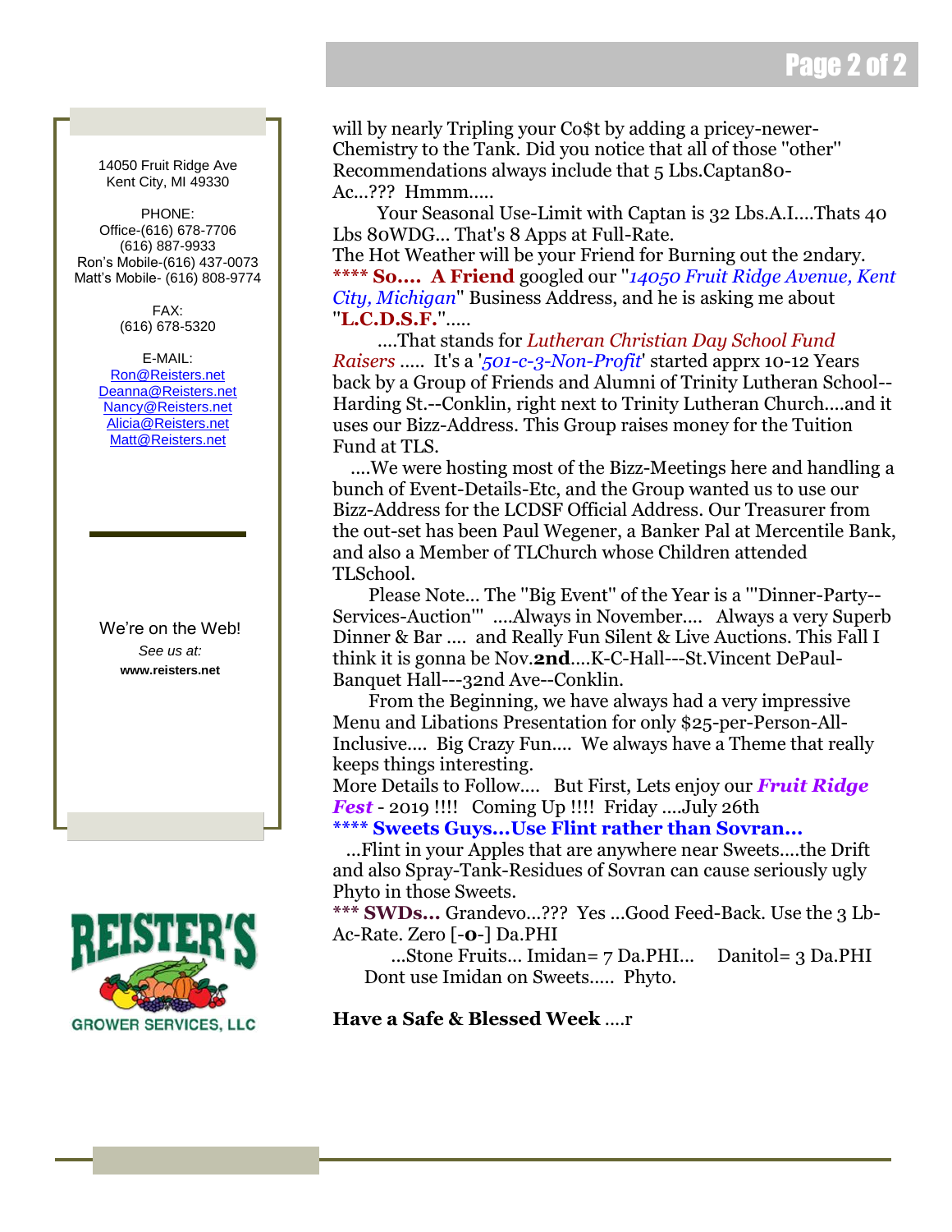14050 Fruit Ridge Ave
Kent City, MI 49330

PHONE:
Office-(616) 678-7706
(616) 887-9933
Ron's Mobile-(616) 437-0073
Matt's Mobile- (616) 808-9774

FAX:
(616) 678-5320

E-MAIL:
Ron@Reisters.net
Deanna@Reisters.net
Nancy@Reisters.net
Alicia@Reisters.net
Matt@Reisters.net

We're on the Web!
*See us at:*
**www.reisters.net**

REISTER'S GROWER SERVICES, LLC

will by nearly Tripling your Co$t by adding a pricey-newer-Chemistry to the Tank. Did you notice that all of those "other" Recommendations always include that 5 Lbs.Captan80-Ac...??? Hmmm.....

Your Seasonal Use-Limit with Captan is 32 Lbs.A.I....Thats 40 Lbs 80WDG... That's 8 Apps at Full-Rate.

The Hot Weather will be your Friend for Burning out the 2ndary.

**\*\*\*\* So.... A Friend** googled our "*14050 Fruit Ridge Avenue, Kent City, Michigan*" Business Address, and he is asking me about "**L.C.D.S.F.**".....

....That stands for *Lutheran Christian Day School Fund Raisers* ..... It's a '*501-c-3-Non-Profit*' started apprx 10-12 Years back by a Group of Friends and Alumni of Trinity Lutheran School--Harding St.--Conklin, right next to Trinity Lutheran Church....and it uses our Bizz-Address. This Group raises money for the Tuition Fund at TLS.

....We were hosting most of the Bizz-Meetings here and handling a bunch of Event-Details-Etc, and the Group wanted us to use our Bizz-Address for the LCDSF Official Address. Our Treasurer from the out-set has been Paul Wegener, a Banker Pal at Mercentile Bank, and also a Member of TLChurch whose Children attended TLSchool.

Please Note... The "Big Event" of the Year is a '"Dinner-Party--Services-Auction"' ....Always in November.... Always a very Superb Dinner & Bar .... and Really Fun Silent & Live Auctions. This Fall I think it is gonna be Nov.**2nd**....K-C-Hall---St.Vincent DePaul-Banquet Hall---32nd Ave--Conklin.

From the Beginning, we have always had a very impressive Menu and Libations Presentation for only $25-per-Person-All-Inclusive.... Big Crazy Fun.... We always have a Theme that really keeps things interesting.

More Details to Follow.... But First, Lets enjoy our ***Fruit Ridge Fest*** - 2019 !!!! Coming Up !!!! Friday ....July 26th

**\*\*\*\* Sweets Guys...Use Flint rather than Sovran...**

...Flint in your Apples that are anywhere near Sweets....the Drift and also Spray-Tank-Residues of Sovran can cause seriously ugly Phyto in those Sweets.

**\*\*\* SWDs...** Grandevo...??? Yes ...Good Feed-Back. Use the 3 Lb-Ac-Rate. Zero [-**0**-] Da.PHI

...Stone Fruits... Imidan= 7 Da.PHI... Danitol= 3 Da.PHI

Dont use Imidan on Sweets..... Phyto.

**Have a Safe & Blessed Week** ....r